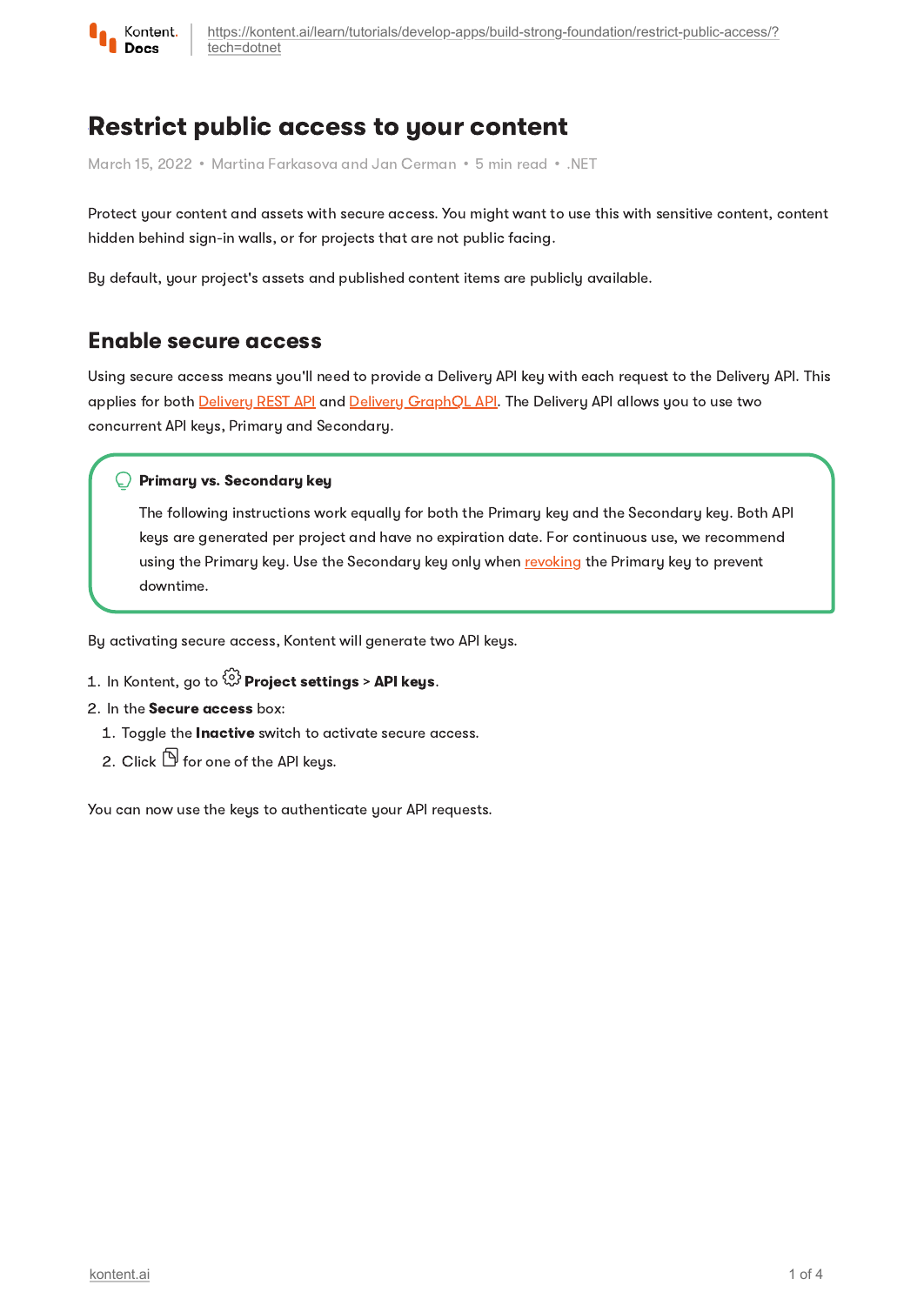# Restrict public access to your content

March 15, 2022 • Martina Farkasova and Jan Cerman • 5 min read • .NET

Protect your content and assets with secure access. You might want to use this with sensitive content, content hidden behind sign-in walls, or for projects that are not public facing.

By default, your project's assets and published content items are publicly available.

## Enable secure access

Using secure access means you'll need to provide a Delivery API key with each request to the Delivery API. This applies for both Delivery REST API and Delivery GraphQL API. The Delivery API allows you to use two concurrent API keys, Primary and Secondary.

> **Primary vs. Secondary key**
>
> The following instructions work equally for both the Primary key and the Secondary key. Both API keys are generated per project and have no expiration date. For continuous use, we recommend using the Primary key. Use the Secondary key only when revoking the Primary key to prevent downtime.

By activating secure access, Kontent will generate two API keys.

1. In Kontent, go to **Project settings** > **API keys**.
2. In the **Secure access** box:
   1. Toggle the **Inactive** switch to activate secure access.
   2. Click for one of the API keys.

You can now use the keys to authenticate your API requests.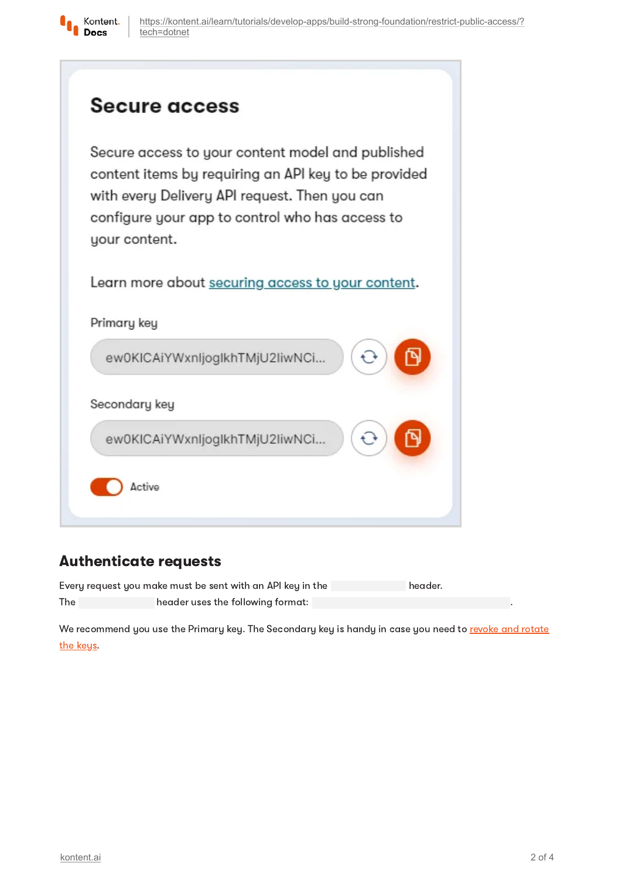## Authenticate requests

Every request you make must be sent with an API key in the header.
The header uses the following format: .

We recommend you use the Primary key. The Secondary key is handy in case you need to revoke and rotate the keys.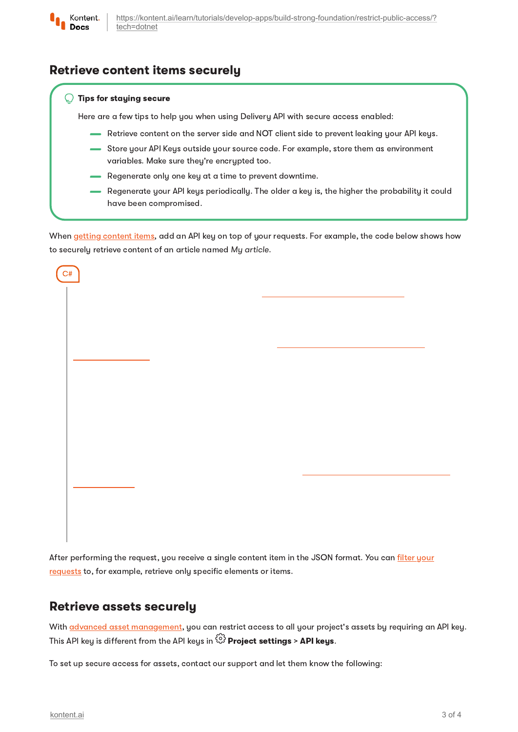## Retrieve content items securely

**Tips for staying secure**

Here are a few tips to help you when using Delivery API with secure access enabled:

- Retrieve content on the server side and NOT client side to prevent leaking your API keys.
- Store your API Keys outside your source code. For example, store them as environment variables. Make sure they're encrypted too.
- Regenerate only one key at a time to prevent downtime.
- Regenerate your API keys periodically. The older a key is, the higher the probability it could have been compromised.

When getting content items, add an API key on top of your requests. For example, the code below shows how to securely retrieve content of an article named *My article*.

C#

After performing the request, you receive a single content item in the JSON format. You can filter your requests to, for example, retrieve only specific elements or items.

## Retrieve assets securely

With advanced asset management, you can restrict access to all your project's assets by requiring an API key. This API key is different from the API keys in **Project settings** > **API keys**.

To set up secure access for assets, contact our support and let them know the following: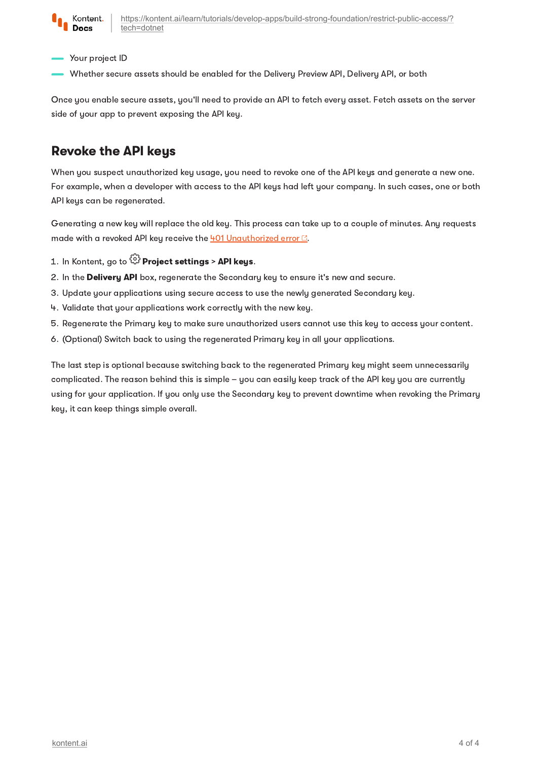- Your project ID
- Whether secure assets should be enabled for the Delivery Preview API, Delivery API, or both

Once you enable secure assets, you'll need to provide an API to fetch every asset. Fetch assets on the server side of your app to prevent exposing the API key.

## Revoke the API keys

When you suspect unauthorized key usage, you need to revoke one of the API keys and generate a new one. For example, when a developer with access to the API keys had left your company. In such cases, one or both API keys can be regenerated.

Generating a new key will replace the old key. This process can take up to a couple of minutes. Any requests made with a revoked API key receive the 401 Unauthorized error.

1. In Kontent, go to ⚙ **Project settings** > **API keys**.
2. In the **Delivery API** box, regenerate the Secondary key to ensure it's new and secure.
3. Update your applications using secure access to use the newly generated Secondary key.
4. Validate that your applications work correctly with the new key.
5. Regenerate the Primary key to make sure unauthorized users cannot use this key to access your content.
6. (Optional) Switch back to using the regenerated Primary key in all your applications.

The last step is optional because switching back to the regenerated Primary key might seem unnecessarily complicated. The reason behind this is simple – you can easily keep track of the API key you are currently using for your application. If you only use the Secondary key to prevent downtime when revoking the Primary key, it can keep things simple overall.